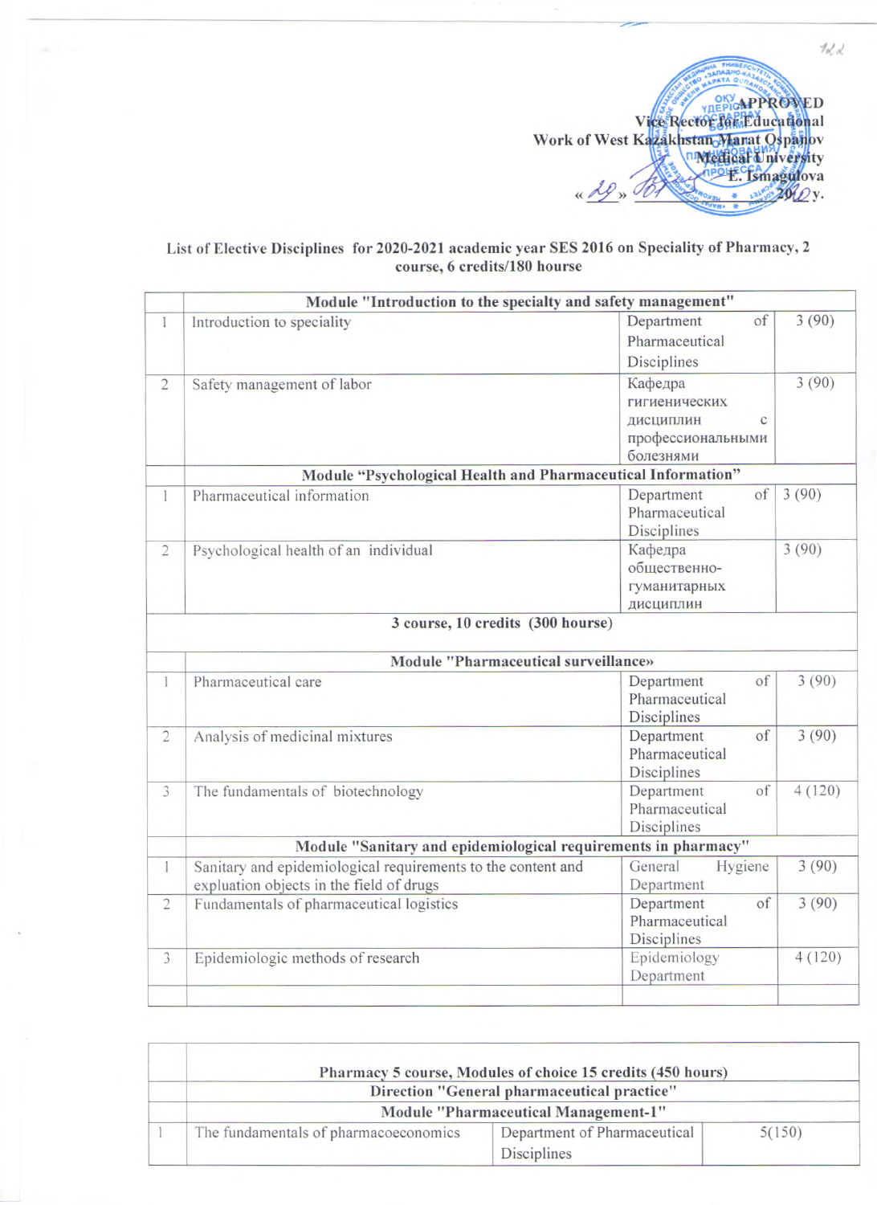APPROVED
Vice Rector for Educational
Work of West Kazakhstan Marat Ospanov
Medical University
E. Ismagulova
« 29 » 07 2020 y.

**List of Elective Disciplines for 2020-2021 academic year SES 2016 on Speciality of Pharmacy, 2 course, 6 credits/180 hourse**

| | Module "Introduction to the specialty and safety management" | | |
|---|---|---|---|
| 1 | Introduction to speciality | Department of Pharmaceutical Disciplines | 3 (90) |
| 2 | Safety management of labor | Кафедра гигиенических дисциплин с профессиональными болезнями | 3 (90) |
| | **Module "Psychological Health and Pharmaceutical Information"** | | |
| 1 | Pharmaceutical information | Department of Pharmaceutical Disciplines | 3 (90) |
| 2 | Psychological health of an individual | Кафедра общественно-гуманитарных дисциплин | 3 (90) |
| | **3 course, 10 credits (300 hourse)** | | |
| | **Module "Pharmaceutical surveillance»** | | |
| 1 | Pharmaceutical care | Department of Pharmaceutical Disciplines | 3 (90) |
| 2 | Analysis of medicinal mixtures | Department of Pharmaceutical Disciplines | 3 (90) |
| 3 | The fundamentals of biotechnology | Department of Pharmaceutical Disciplines | 4 (120) |
| | **Module "Sanitary and epidemiological requirements in pharmacy"** | | |
| 1 | Sanitary and epidemiological requirements to the content and expluation objects in the field of drugs | General Hygiene Department | 3 (90) |
| 2 | Fundamentals of pharmaceutical logistics | Department of Pharmaceutical Disciplines | 3 (90) |
| 3 | Epidemiologic methods of research | Epidemiology Department | 4 (120) |
| | | | |

| | Pharmacy 5 course, Modules of choice 15 credits (450 hours) | | |
|---|---|---|---|
| | **Direction "General pharmaceutical practice"** | | |
| | **Module "Pharmaceutical Management-1"** | | |
| 1 | The fundamentals of pharmacoeconomics | Department of Pharmaceutical Disciplines | 5(150) |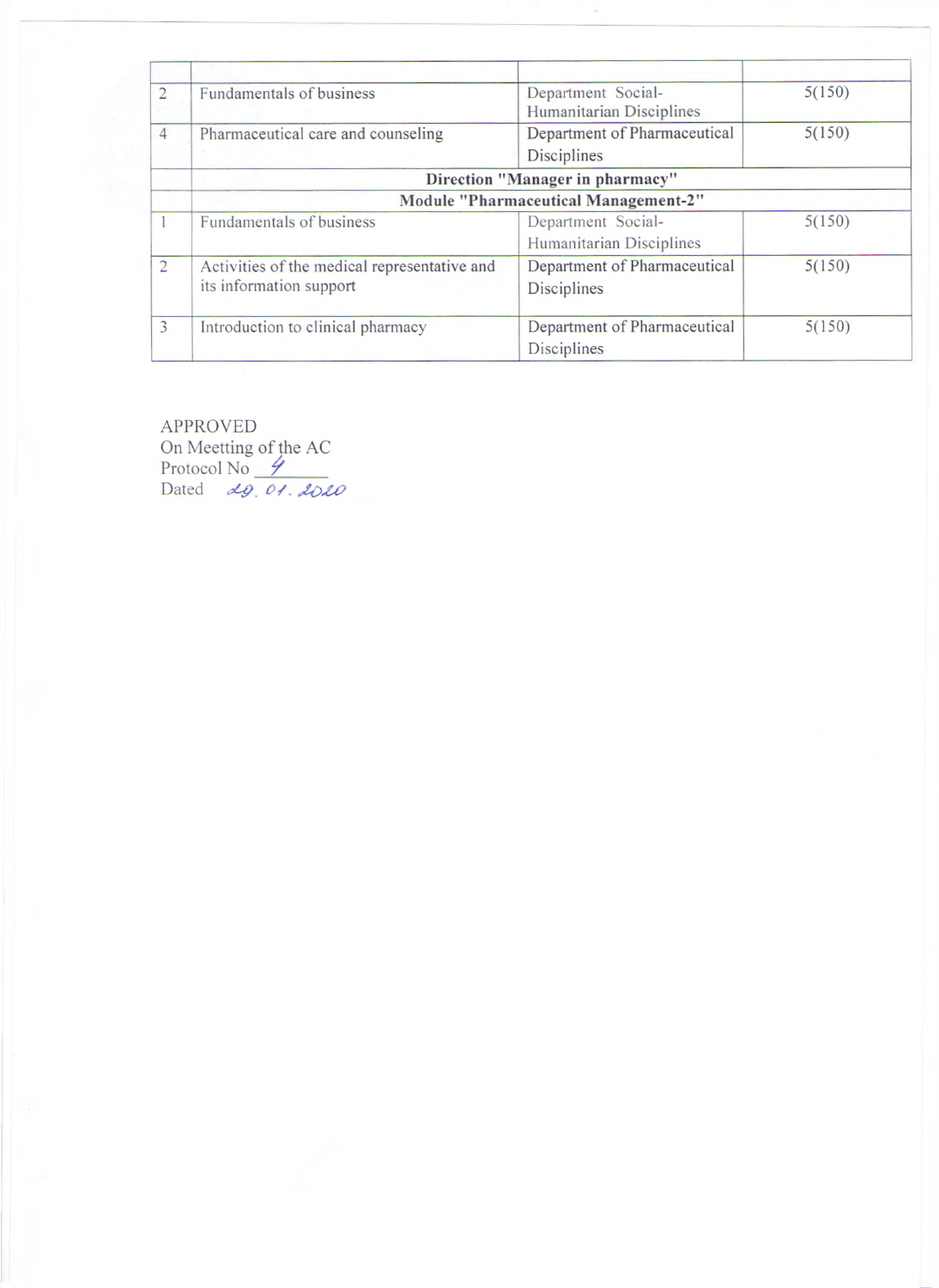| | | | |
|---|---|---|---|
| 2 | Fundamentals of business | Department Social-Humanitarian Disciplines | 5(150) |
| 4 | Pharmaceutical care and counseling | Department of Pharmaceutical Disciplines | 5(150) |
| | **Direction "Manager in pharmacy"** | | |
| | **Module "Pharmaceutical Management-2"** | | |
| 1 | Fundamentals of business | Department Social-Humanitarian Disciplines | 5(150) |
| 2 | Activities of the medical representative and its information support | Department of Pharmaceutical Disciplines | 5(150) |
| 3 | Introduction to clinical pharmacy | Department of Pharmaceutical Disciplines | 5(150) |

APPROVED
On Meetting of the AC
Protocol No 4
Dated 29. 01. 2020